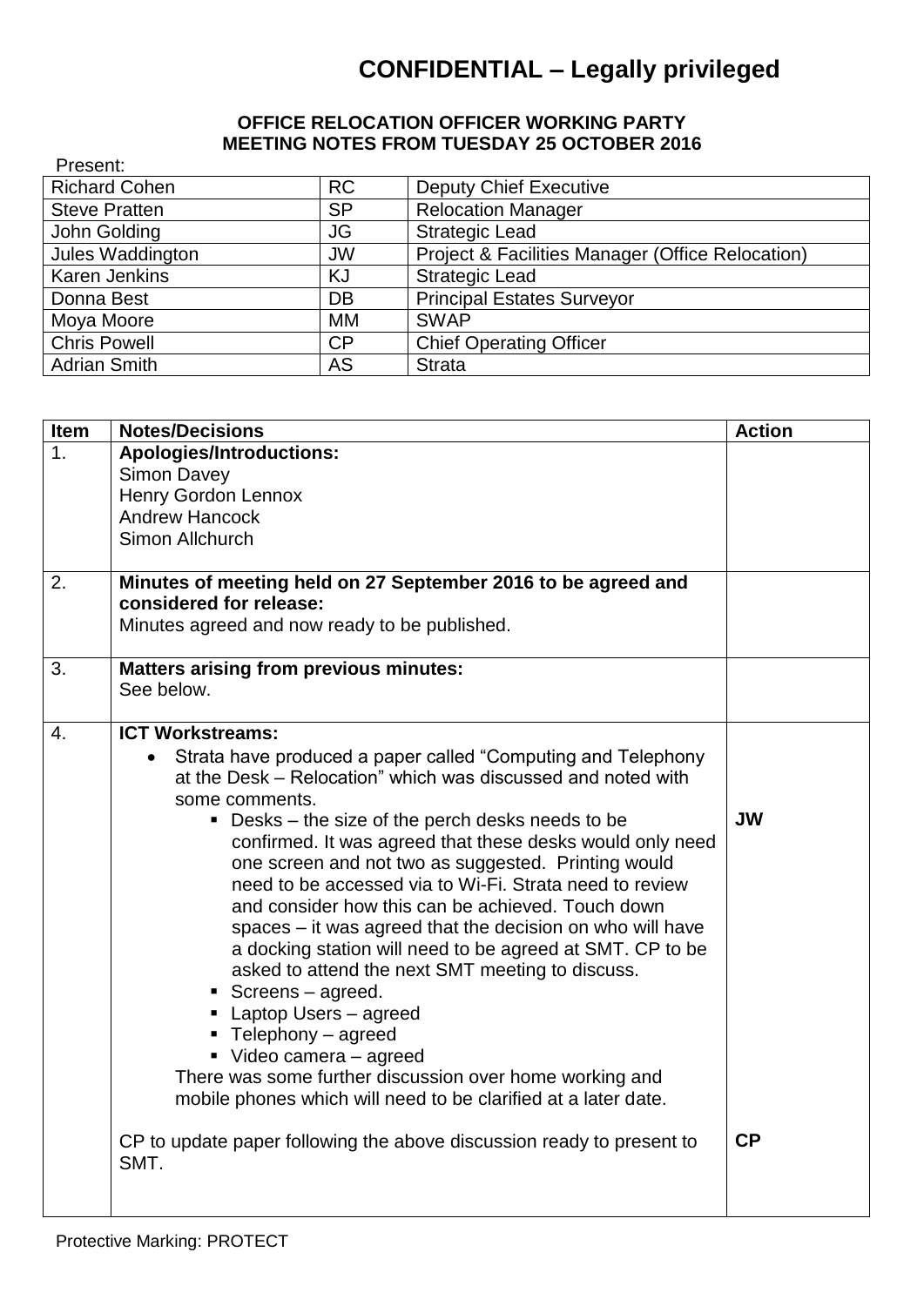# CONFIDENTIAL – Legally privileged

## OFFICE RELOCATION OFFICER WORKING PARTY
## MEETING NOTES FROM TUESDAY 25 OCTOBER 2016

Present:

| | | |
|---|---|---|
| Richard Cohen | RC | Deputy Chief Executive |
| Steve Pratten | SP | Relocation Manager |
| John Golding | JG | Strategic Lead |
| Jules Waddington | JW | Project & Facilities Manager (Office Relocation) |
| Karen Jenkins | KJ | Strategic Lead |
| Donna Best | DB | Principal Estates Surveyor |
| Moya Moore | MM | SWAP |
| Chris Powell | CP | Chief Operating Officer |
| Adrian Smith | AS | Strata |

| Item | Notes/Decisions | Action |
|---|---|---|
| 1. | **Apologies/Introductions:**<br>Simon Davey<br>Henry Gordon Lennox<br>Andrew Hancock<br>Simon Allchurch | |
| 2. | **Minutes of meeting held on 27 September 2016 to be agreed and considered for release:**<br>Minutes agreed and now ready to be published. | |
| 3. | **Matters arising from previous minutes:**<br>See below. | |
| 4. | **ICT Workstreams:**<br>• Strata have produced a paper called "Computing and Telephony at the Desk – Relocation" which was discussed and noted with some comments.<br>▪ Desks – the size of the perch desks needs to be confirmed. It was agreed that these desks would only need one screen and not two as suggested. Printing would need to be accessed via to Wi-Fi. Strata need to review and consider how this can be achieved. Touch down spaces – it was agreed that the decision on who will have a docking station will need to be agreed at SMT. CP to be asked to attend the next SMT meeting to discuss.<br>▪ Screens – agreed.<br>▪ Laptop Users – agreed<br>▪ Telephony – agreed<br>▪ Video camera – agreed<br>There was some further discussion over home working and mobile phones which will need to be clarified at a later date.<br><br>CP to update paper following the above discussion ready to present to SMT. | **JW**<br><br><br><br><br><br><br><br><br><br>**CP** |

Protective Marking: PROTECT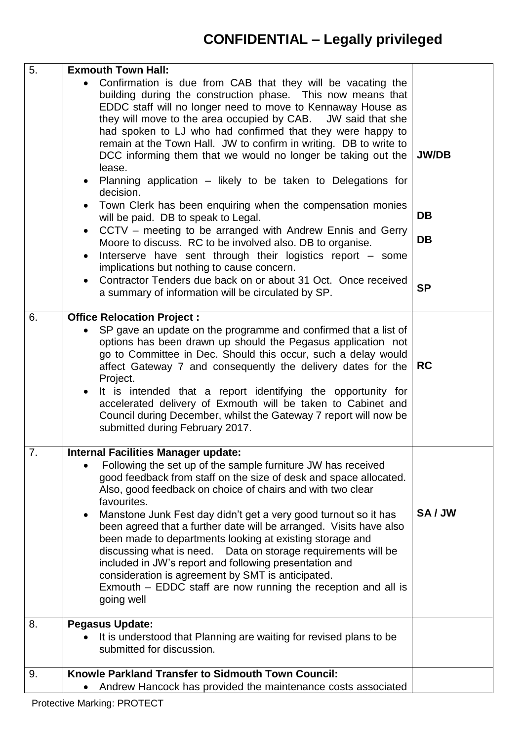# CONFIDENTIAL – Legally privileged

| | | |
|---|---|---|
| 5. | **Exmouth Town Hall:**<br>• Confirmation is due from CAB that they will be vacating the building during the construction phase. This now means that EDDC staff will no longer need to move to Kennaway House as they will move to the area occupied by CAB. JW said that she had spoken to LJ who had confirmed that they were happy to remain at the Town Hall. JW to confirm in writing. DB to write to DCC informing them that we would no longer be taking out the lease.<br>• Planning application – likely to be taken to Delegations for decision.<br>• Town Clerk has been enquiring when the compensation monies will be paid. DB to speak to Legal.<br>• CCTV – meeting to be arranged with Andrew Ennis and Gerry Moore to discuss. RC to be involved also. DB to organise.<br>• Interserve have sent through their logistics report – some implications but nothing to cause concern.<br>• Contractor Tenders due back on or about 31 Oct. Once received a summary of information will be circulated by SP. | **JW/DB**<br><br>**DB**<br>**DB**<br><br>**SP** |
| 6. | **Office Relocation Project :**<br>• SP gave an update on the programme and confirmed that a list of options has been drawn up should the Pegasus application not go to Committee in Dec. Should this occur, such a delay would affect Gateway 7 and consequently the delivery dates for the Project.<br>• It is intended that a report identifying the opportunity for accelerated delivery of Exmouth will be taken to Cabinet and Council during December, whilst the Gateway 7 report will now be submitted during February 2017. | **RC** |
| 7. | **Internal Facilities Manager update:**<br>• Following the set up of the sample furniture JW has received good feedback from staff on the size of desk and space allocated. Also, good feedback on choice of chairs and with two clear favourites.<br>• Manstone Junk Fest day didn't get a very good turnout so it has been agreed that a further date will be arranged. Visits have also been made to departments looking at existing storage and discussing what is need. Data on storage requirements will be included in JW's report and following presentation and consideration is agreement by SMT is anticipated.<br>Exmouth – EDDC staff are now running the reception and all is going well | **SA / JW** |
| 8. | **Pegasus Update:**<br>• It is understood that Planning are waiting for revised plans to be submitted for discussion. | |
| 9. | **Knowle Parkland Transfer to Sidmouth Town Council:**<br>• Andrew Hancock has provided the maintenance costs associated | |

Protective Marking: PROTECT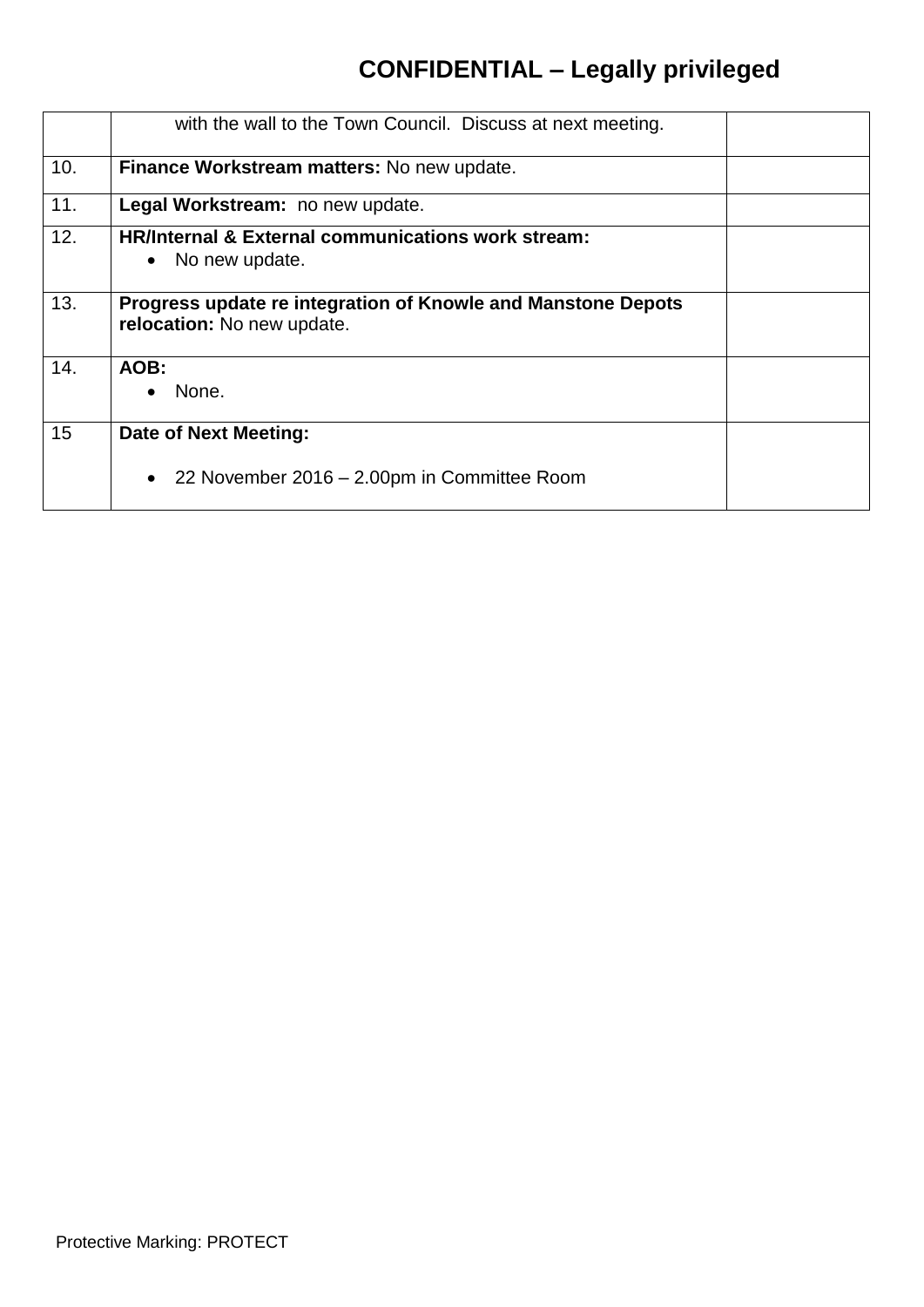**CONFIDENTIAL – Legally privileged**

| | | |
|---|---|---|
| | with the wall to the Town Council. Discuss at next meeting. | |
| 10. | **Finance Workstream matters:** No new update. | |
| 11. | **Legal Workstream:** no new update. | |
| 12. | **HR/Internal & External communications work stream:**<br>• No new update. | |
| 13. | **Progress update re integration of Knowle and Manstone Depots relocation:** No new update. | |
| 14. | **AOB:**<br>• None. | |
| 15 | **Date of Next Meeting:**<br>• 22 November 2016 – 2.00pm in Committee Room | |

Protective Marking: PROTECT